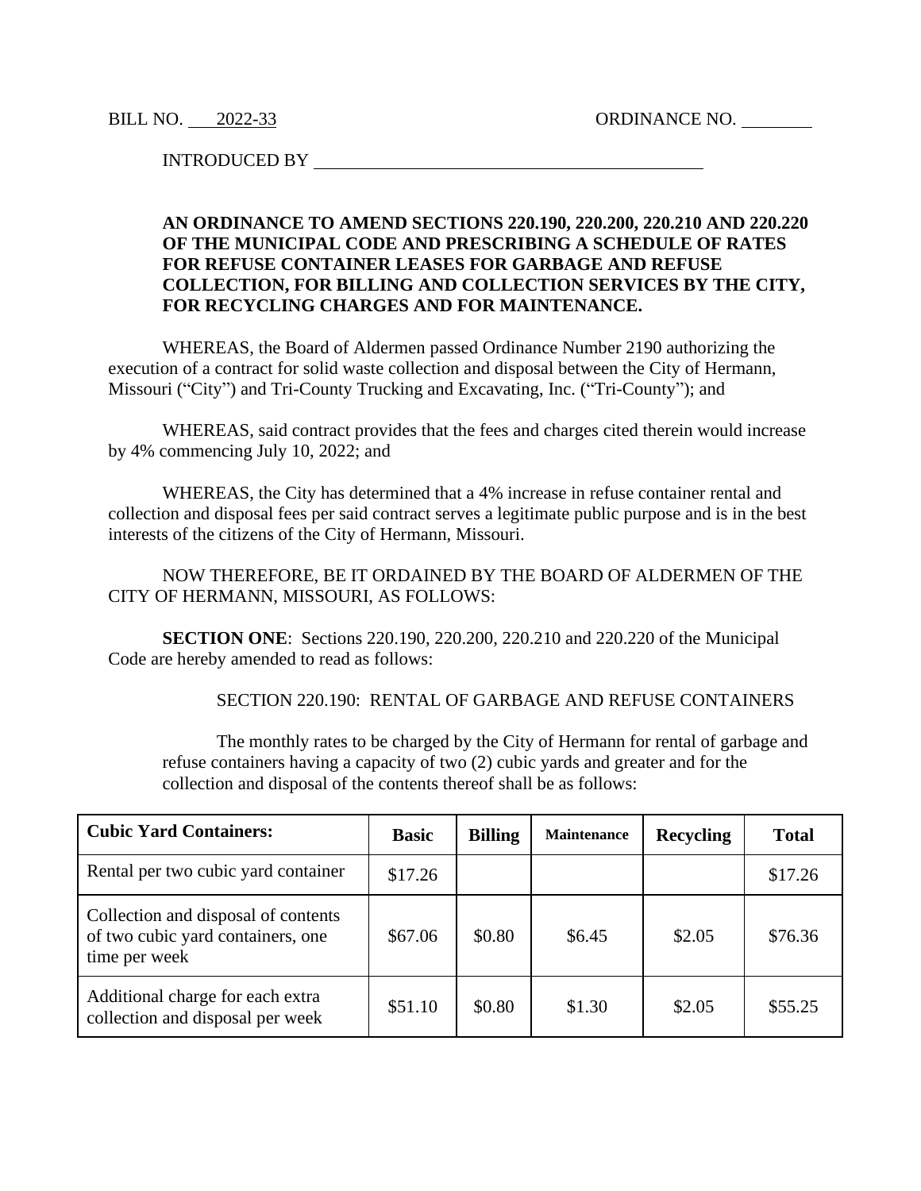BILL NO. 2022-33 ORDINANCE NO. ________

INTRODUCED BY ____________________________________________

**AN ORDINANCE TO AMEND SECTIONS 220.190, 220.200, 220.210 AND 220.220 OF THE MUNICIPAL CODE AND PRESCRIBING A SCHEDULE OF RATES FOR REFUSE CONTAINER LEASES FOR GARBAGE AND REFUSE COLLECTION, FOR BILLING AND COLLECTION SERVICES BY THE CITY, FOR RECYCLING CHARGES AND FOR MAINTENANCE.**

WHEREAS, the Board of Aldermen passed Ordinance Number 2190 authorizing the execution of a contract for solid waste collection and disposal between the City of Hermann, Missouri ("City") and Tri-County Trucking and Excavating, Inc. ("Tri-County"); and

WHEREAS, said contract provides that the fees and charges cited therein would increase by 4% commencing July 10, 2022; and

WHEREAS, the City has determined that a 4% increase in refuse container rental and collection and disposal fees per said contract serves a legitimate public purpose and is in the best interests of the citizens of the City of Hermann, Missouri.

NOW THEREFORE, BE IT ORDAINED BY THE BOARD OF ALDERMEN OF THE CITY OF HERMANN, MISSOURI, AS FOLLOWS:

**SECTION ONE**: Sections 220.190, 220.200, 220.210 and 220.220 of the Municipal Code are hereby amended to read as follows:

SECTION 220.190: RENTAL OF GARBAGE AND REFUSE CONTAINERS

The monthly rates to be charged by the City of Hermann for rental of garbage and refuse containers having a capacity of two (2) cubic yards and greater and for the collection and disposal of the contents thereof shall be as follows:

| **Cubic Yard Containers:** | **Basic** | **Billing** | **Maintenance** | **Recycling** | **Total** |
|---|---|---|---|---|---|
| Rental per two cubic yard container | $17.26 | | | | $17.26 |
| Collection and disposal of contents of two cubic yard containers, one time per week | $67.06 | $0.80 | $6.45 | $2.05 | $76.36 |
| Additional charge for each extra collection and disposal per week | $51.10 | $0.80 | $1.30 | $2.05 | $55.25 |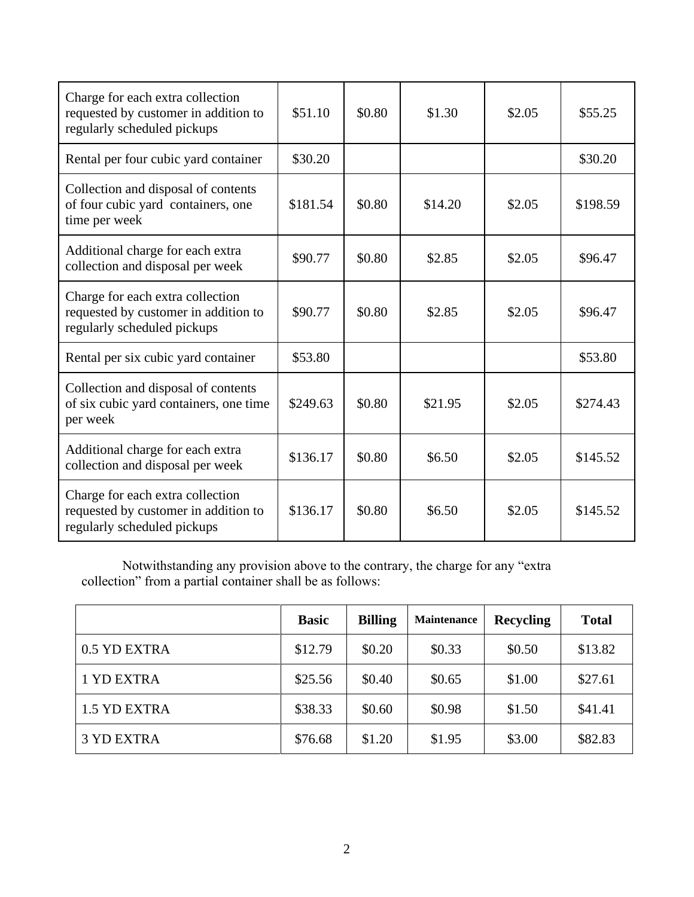| | | | | | |
|---|---|---|---|---|---|
| Charge for each extra collection requested by customer in addition to regularly scheduled pickups | $51.10 | $0.80 | $1.30 | $2.05 | $55.25 |
| Rental per four cubic yard container | $30.20 | | | | $30.20 |
| Collection and disposal of contents of four cubic yard containers, one time per week | $181.54 | $0.80 | $14.20 | $2.05 | $198.59 |
| Additional charge for each extra collection and disposal per week | $90.77 | $0.80 | $2.85 | $2.05 | $96.47 |
| Charge for each extra collection requested by customer in addition to regularly scheduled pickups | $90.77 | $0.80 | $2.85 | $2.05 | $96.47 |
| Rental per six cubic yard container | $53.80 | | | | $53.80 |
| Collection and disposal of contents of six cubic yard containers, one time per week | $249.63 | $0.80 | $21.95 | $2.05 | $274.43 |
| Additional charge for each extra collection and disposal per week | $136.17 | $0.80 | $6.50 | $2.05 | $145.52 |
| Charge for each extra collection requested by customer in addition to regularly scheduled pickups | $136.17 | $0.80 | $6.50 | $2.05 | $145.52 |

Notwithstanding any provision above to the contrary, the charge for any "extra collection" from a partial container shall be as follows:

| | **Basic** | **Billing** | **Maintenance** | **Recycling** | **Total** |
|---|---|---|---|---|---|
| 0.5 YD EXTRA | $12.79 | $0.20 | $0.33 | $0.50 | $13.82 |
| 1 YD EXTRA | $25.56 | $0.40 | $0.65 | $1.00 | $27.61 |
| 1.5 YD EXTRA | $38.33 | $0.60 | $0.98 | $1.50 | $41.41 |
| 3 YD EXTRA | $76.68 | $1.20 | $1.95 | $3.00 | $82.83 |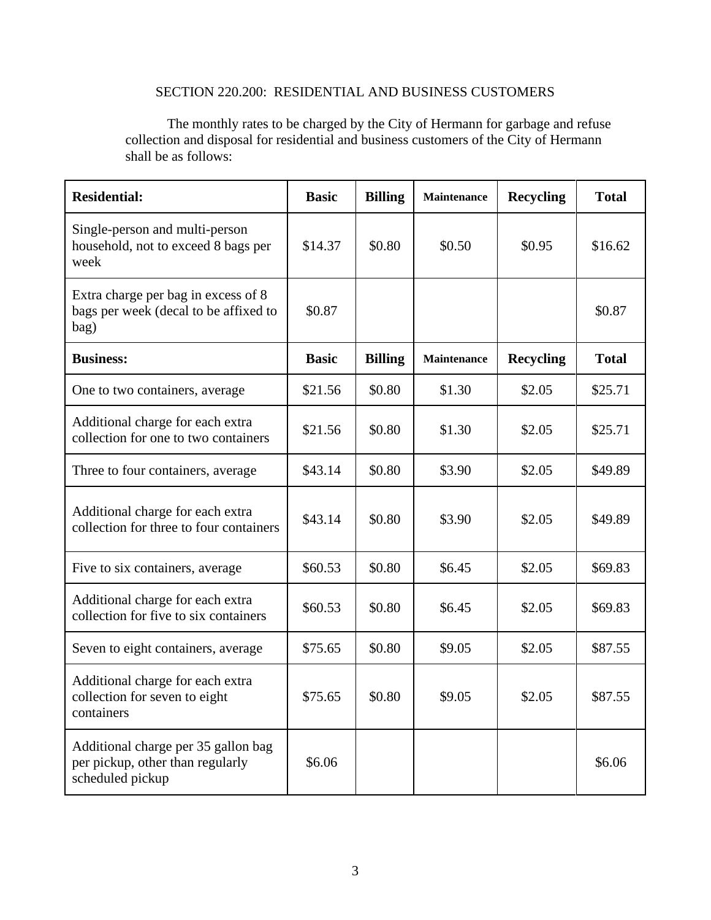## SECTION 220.200: RESIDENTIAL AND BUSINESS CUSTOMERS

The monthly rates to be charged by the City of Hermann for garbage and refuse collection and disposal for residential and business customers of the City of Hermann shall be as follows:

| **Residential:** | **Basic** | **Billing** | **Maintenance** | **Recycling** | **Total** |
|---|---|---|---|---|---|
| Single-person and multi-person household, not to exceed 8 bags per week | $14.37 | $0.80 | $0.50 | $0.95 | $16.62 |
| Extra charge per bag in excess of 8 bags per week (decal to be affixed to bag) | $0.87 | | | | $0.87 |
| **Business:** | **Basic** | **Billing** | **Maintenance** | **Recycling** | **Total** |
| One to two containers, average | $21.56 | $0.80 | $1.30 | $2.05 | $25.71 |
| Additional charge for each extra collection for one to two containers | $21.56 | $0.80 | $1.30 | $2.05 | $25.71 |
| Three to four containers, average | $43.14 | $0.80 | $3.90 | $2.05 | $49.89 |
| Additional charge for each extra collection for three to four containers | $43.14 | $0.80 | $3.90 | $2.05 | $49.89 |
| Five to six containers, average | $60.53 | $0.80 | $6.45 | $2.05 | $69.83 |
| Additional charge for each extra collection for five to six containers | $60.53 | $0.80 | $6.45 | $2.05 | $69.83 |
| Seven to eight containers, average | $75.65 | $0.80 | $9.05 | $2.05 | $87.55 |
| Additional charge for each extra collection for seven to eight containers | $75.65 | $0.80 | $9.05 | $2.05 | $87.55 |
| Additional charge per 35 gallon bag per pickup, other than regularly scheduled pickup | $6.06 | | | | $6.06 |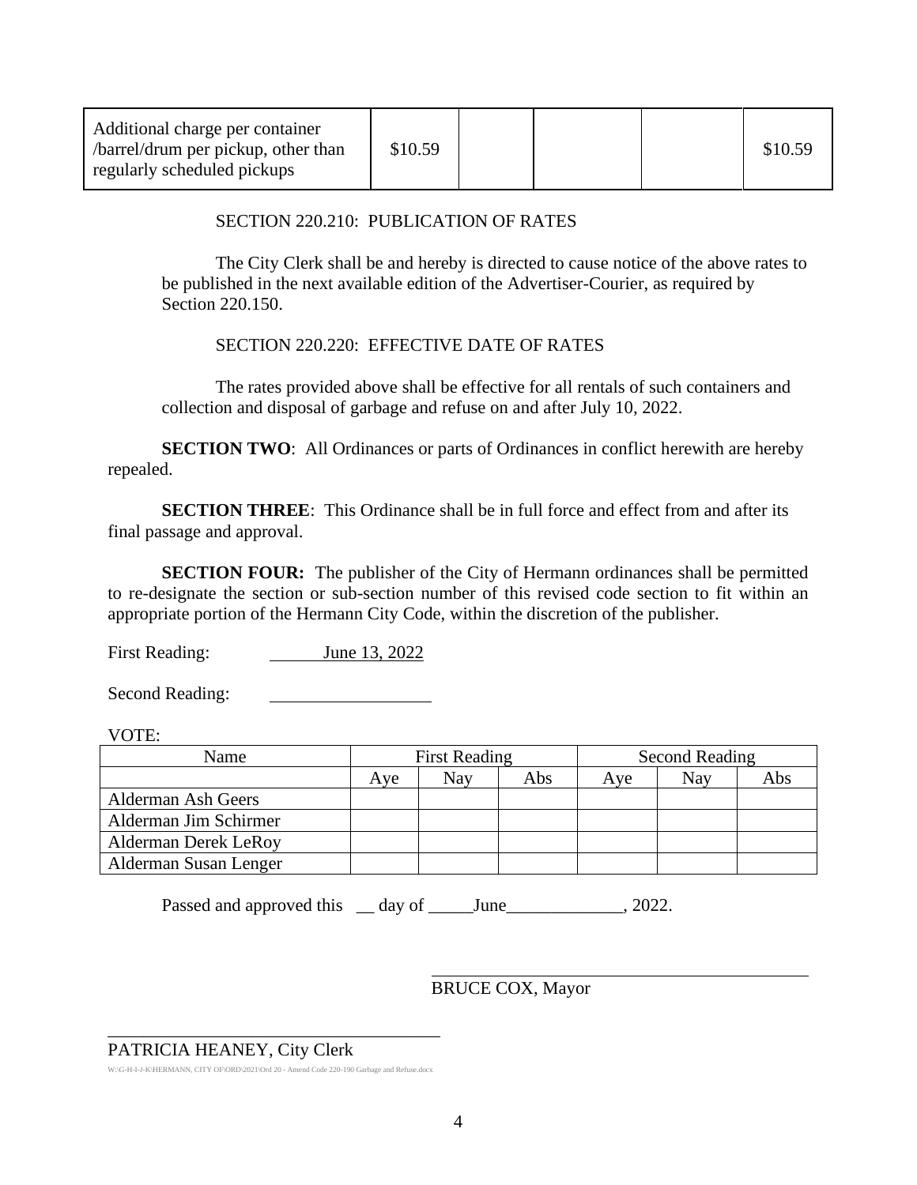| | | | | | |
|---|---|---|---|---|---|
| Additional charge per container /barrel/drum per pickup, other than regularly scheduled pickups | $10.59 | | | | $10.59 |

SECTION 220.210: PUBLICATION OF RATES

The City Clerk shall be and hereby is directed to cause notice of the above rates to be published in the next available edition of the Advertiser-Courier, as required by Section 220.150.

SECTION 220.220: EFFECTIVE DATE OF RATES

The rates provided above shall be effective for all rentals of such containers and collection and disposal of garbage and refuse on and after July 10, 2022.

**SECTION TWO**: All Ordinances or parts of Ordinances in conflict herewith are hereby repealed.

**SECTION THREE**: This Ordinance shall be in full force and effect from and after its final passage and approval.

**SECTION FOUR:** The publisher of the City of Hermann ordinances shall be permitted to re-designate the section or sub-section number of this revised code section to fit within an appropriate portion of the Hermann City Code, within the discretion of the publisher.

First Reading: June 13, 2022

Second Reading: ______________

VOTE:

| Name | First Reading | | | Second Reading | | |
|---|---|---|---|---|---|---|
| | Aye | Nay | Abs | Aye | Nay | Abs |
| Alderman Ash Geers | | | | | | |
| Alderman Jim Schirmer | | | | | | |
| Alderman Derek LeRoy | | | | | | |
| Alderman Susan Lenger | | | | | | |

Passed and approved this __ day of _____June_____________, 2022.

______________________________
BRUCE COX, Mayor

______________________________
PATRICIA HEANEY, City Clerk

W:\G-H-I-J-K\HERMANN, CITY OF\ORD\2021\Ord 20 - Amend Code 220-190 Garbage and Refuse.docx